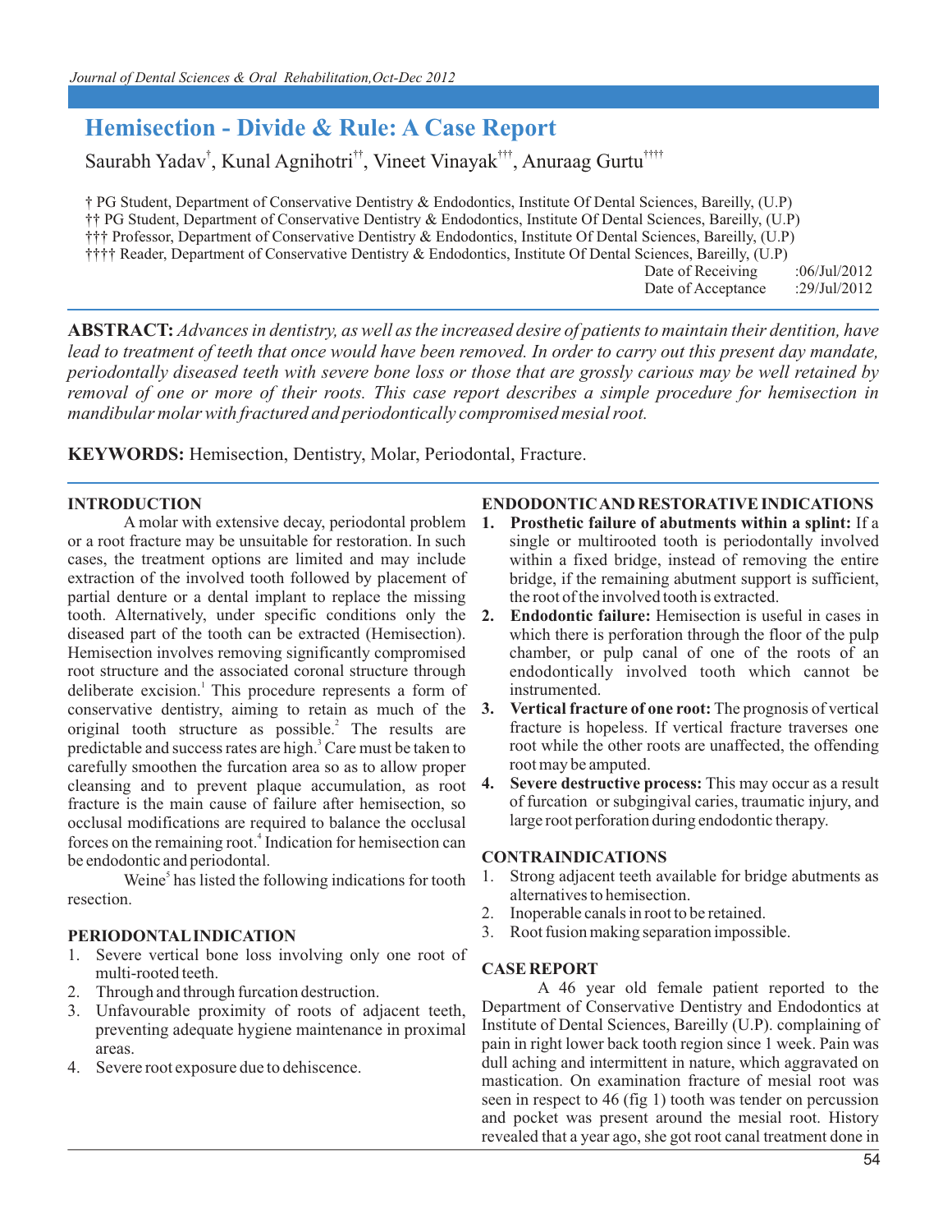# Hemisection - Divide & Rule: A Case Report

Saurabh Yadav[†], Kunal Agnihotri[††], Vineet Vinayak[†††], Anuraag Gurtu[††††]

† PG Student, Department of Conservative Dentistry & Endodontics, Institute Of Dental Sciences, Bareilly, (U.P)
†† PG Student, Department of Conservative Dentistry & Endodontics, Institute Of Dental Sciences, Bareilly, (U.P)
††† Professor, Department of Conservative Dentistry & Endodontics, Institute Of Dental Sciences, Bareilly, (U.P)
†††† Reader, Department of Conservative Dentistry & Endodontics, Institute Of Dental Sciences, Bareilly, (U.P)

Date of Receiving :06/Jul/2012
Date of Acceptance :29/Jul/2012

**ABSTRACT:** *Advances in dentistry, as well as the increased desire of patients to maintain their dentition, have lead to treatment of teeth that once would have been removed. In order to carry out this present day mandate, periodontally diseased teeth with severe bone loss or those that are grossly carious may be well retained by removal of one or more of their roots. This case report describes a simple procedure for hemisection in mandibular molar with fractured and periodontically compromised mesial root.*

**KEYWORDS:** Hemisection, Dentistry, Molar, Periodontal, Fracture.

## INTRODUCTION

A molar with extensive decay, periodontal problem or a root fracture may be unsuitable for restoration. In such cases, the treatment options are limited and may include extraction of the involved tooth followed by placement of partial denture or a dental implant to replace the missing tooth. Alternatively, under specific conditions only the diseased part of the tooth can be extracted (Hemisection). Hemisection involves removing significantly compromised root structure and the associated coronal structure through deliberate excision.[1] This procedure represents a form of conservative dentistry, aiming to retain as much of the original tooth structure as possible.[2] The results are predictable and success rates are high.[3] Care must be taken to carefully smoothen the furcation area so as to allow proper cleansing and to prevent plaque accumulation, as root fracture is the main cause of failure after hemisection, so occlusal modifications are required to balance the occlusal forces on the remaining root.[4] Indication for hemisection can be endodontic and periodontal.

Weine[5] has listed the following indications for tooth resection.

## PERIODONTAL INDICATION

1. Severe vertical bone loss involving only one root of multi-rooted teeth.
2. Through and through furcation destruction.
3. Unfavourable proximity of roots of adjacent teeth, preventing adequate hygiene maintenance in proximal areas.
4. Severe root exposure due to dehiscence.

## ENDODONTIC AND RESTORATIVE INDICATIONS

1. **Prosthetic failure of abutments within a splint:** If a single or multirooted tooth is periodontally involved within a fixed bridge, instead of removing the entire bridge, if the remaining abutment support is sufficient, the root of the involved tooth is extracted.
2. **Endodontic failure:** Hemisection is useful in cases in which there is perforation through the floor of the pulp chamber, or pulp canal of one of the roots of an endodontically involved tooth which cannot be instrumented.
3. **Vertical fracture of one root:** The prognosis of vertical fracture is hopeless. If vertical fracture traverses one root while the other roots are unaffected, the offending root may be amputed.
4. **Severe destructive process:** This may occur as a result of furcation or subgingival caries, traumatic injury, and large root perforation during endodontic therapy.

## CONTRAINDICATIONS

1. Strong adjacent teeth available for bridge abutments as alternatives to hemisection.
2. Inoperable canals in root to be retained.
3. Root fusion making separation impossible.

## CASE REPORT

A 46 year old female patient reported to the Department of Conservative Dentistry and Endodontics at Institute of Dental Sciences, Bareilly (U.P). complaining of pain in right lower back tooth region since 1 week. Pain was dull aching and intermittent in nature, which aggravated on mastication. On examination fracture of mesial root was seen in respect to 46 (fig 1) tooth was tender on percussion and pocket was present around the mesial root. History revealed that a year ago, she got root canal treatment done in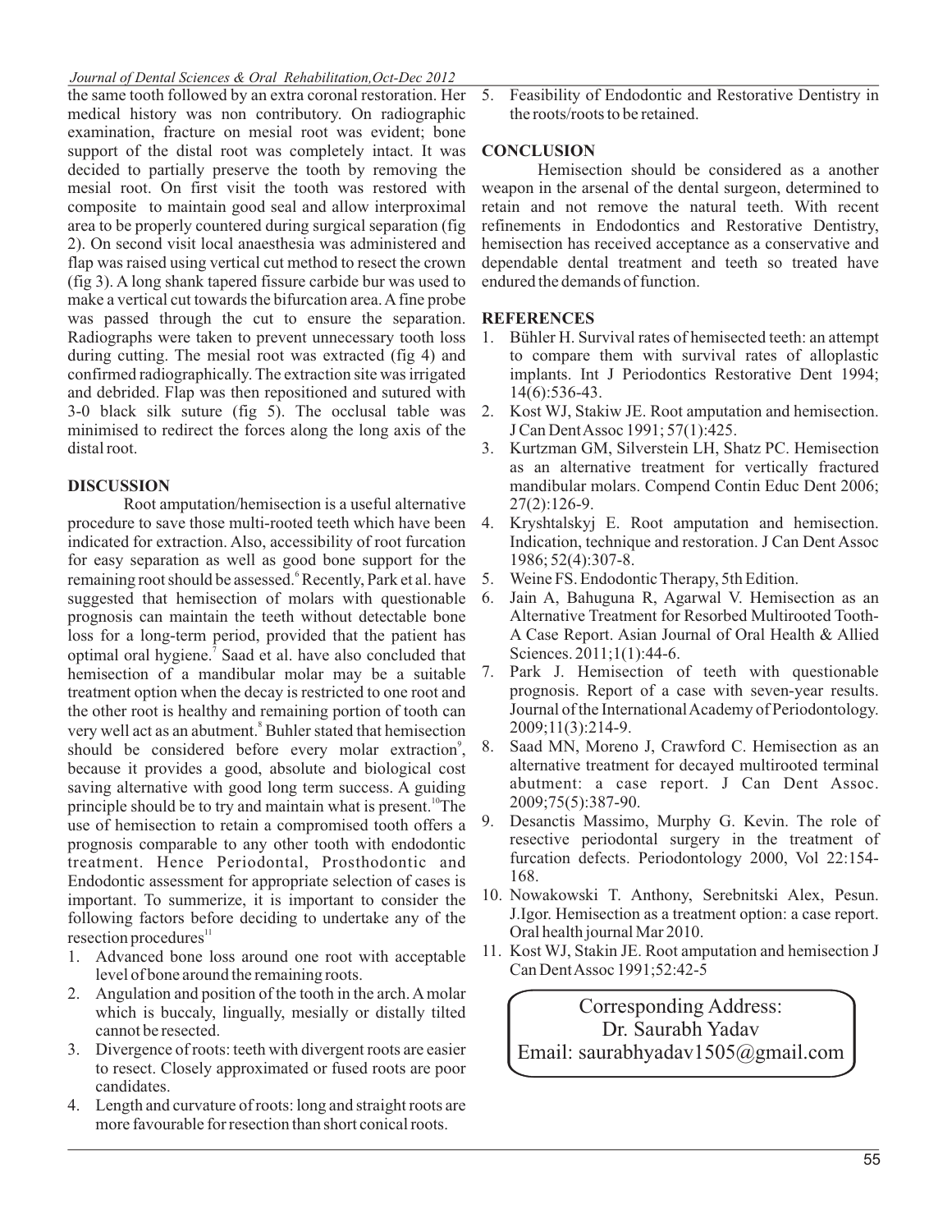the same tooth followed by an extra coronal restoration. Her medical history was non contributory. On radiographic examination, fracture on mesial root was evident; bone support of the distal root was completely intact. It was decided to partially preserve the tooth by removing the mesial root. On first visit the tooth was restored with composite to maintain good seal and allow interproximal area to be properly countered during surgical separation (fig 2). On second visit local anaesthesia was administered and flap was raised using vertical cut method to resect the crown (fig 3). A long shank tapered fissure carbide bur was used to make a vertical cut towards the bifurcation area. A fine probe was passed through the cut to ensure the separation. Radiographs were taken to prevent unnecessary tooth loss during cutting. The mesial root was extracted (fig 4) and confirmed radiographically. The extraction site was irrigated and debrided. Flap was then repositioned and sutured with 3-0 black silk suture (fig 5). The occlusal table was minimised to redirect the forces along the long axis of the distal root.

## DISCUSSION

Root amputation/hemisection is a useful alternative procedure to save those multi-rooted teeth which have been indicated for extraction. Also, accessibility of root furcation for easy separation as well as good bone support for the remaining root should be assessed.[6] Recently, Park et al. have suggested that hemisection of molars with questionable prognosis can maintain the teeth without detectable bone loss for a long-term period, provided that the patient has optimal oral hygiene.[7] Saad et al. have also concluded that hemisection of a mandibular molar may be a suitable treatment option when the decay is restricted to one root and the other root is healthy and remaining portion of tooth can very well act as an abutment.[8] Buhler stated that hemisection should be considered before every molar extraction[9], because it provides a good, absolute and biological cost saving alternative with good long term success. A guiding principle should be to try and maintain what is present.[10] The use of hemisection to retain a compromised tooth offers a prognosis comparable to any other tooth with endodontic treatment. Hence Periodontal, Prosthodontic and Endodontic assessment for appropriate selection of cases is important. To summerize, it is important to consider the following factors before deciding to undertake any of the resection procedures[11]

1. Advanced bone loss around one root with acceptable level of bone around the remaining roots.
2. Angulation and position of the tooth in the arch. A molar which is buccaly, lingually, mesially or distally tilted cannot be resected.
3. Divergence of roots: teeth with divergent roots are easier to resect. Closely approximated or fused roots are poor candidates.
4. Length and curvature of roots: long and straight roots are more favourable for resection than short conical roots.
5. Feasibility of Endodontic and Restorative Dentistry in the roots/roots to be retained.

## CONCLUSION

Hemisection should be considered as a another weapon in the arsenal of the dental surgeon, determined to retain and not remove the natural teeth. With recent refinements in Endodontics and Restorative Dentistry, hemisection has received acceptance as a conservative and dependable dental treatment and teeth so treated have endured the demands of function.

## REFERENCES

1. Bühler H. Survival rates of hemisected teeth: an attempt to compare them with survival rates of alloplastic implants. Int J Periodontics Restorative Dent 1994; 14(6):536-43.
2. Kost WJ, Stakiw JE. Root amputation and hemisection. J Can Dent Assoc 1991; 57(1):425.
3. Kurtzman GM, Silverstein LH, Shatz PC. Hemisection as an alternative treatment for vertically fractured mandibular molars. Compend Contin Educ Dent 2006; 27(2):126-9.
4. Kryshtalskyj E. Root amputation and hemisection. Indication, technique and restoration. J Can Dent Assoc 1986; 52(4):307-8.
5. Weine FS. Endodontic Therapy, 5th Edition.
6. Jain A, Bahuguna R, Agarwal V. Hemisection as an Alternative Treatment for Resorbed Multirooted Tooth-A Case Report. Asian Journal of Oral Health & Allied Sciences. 2011;1(1):44-6.
7. Park J. Hemisection of teeth with questionable prognosis. Report of a case with seven-year results. Journal of the International Academy of Periodontology. 2009;11(3):214-9.
8. Saad MN, Moreno J, Crawford C. Hemisection as an alternative treatment for decayed multirooted terminal abutment: a case report. J Can Dent Assoc. 2009;75(5):387-90.
9. Desanctis Massimo, Murphy G. Kevin. The role of resective periodontal surgery in the treatment of furcation defects. Periodontology 2000, Vol 22:154-168.
10. Nowakowski T. Anthony, Serebnitski Alex, Pesun. J.Igor. Hemisection as a treatment option: a case report. Oral health journal Mar 2010.
11. Kost WJ, Stakin JE. Root amputation and hemisection J Can Dent Assoc 1991;52:42-5

Corresponding Address:
Dr. Saurabh Yadav
Email: saurabhyadav1505@gmail.com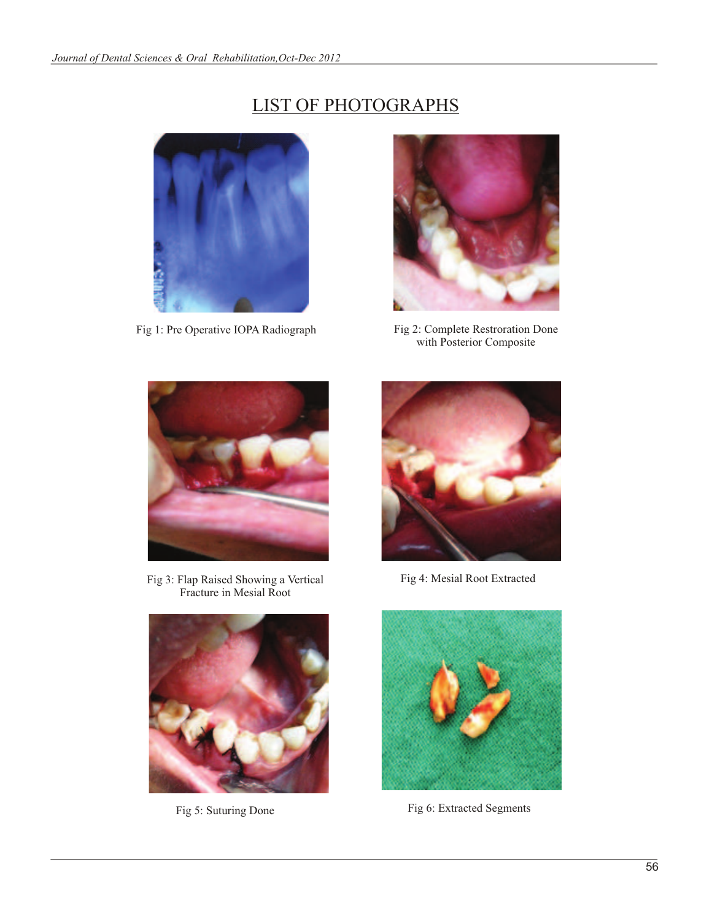## LIST OF PHOTOGRAPHS

Fig 1: Pre Operative IOPA Radiograph

Fig 2: Complete Restroration Done with Posterior Composite

Fig 3: Flap Raised Showing a Vertical Fracture in Mesial Root

Fig 4: Mesial Root Extracted

Fig 5: Suturing Done

Fig 6: Extracted Segments